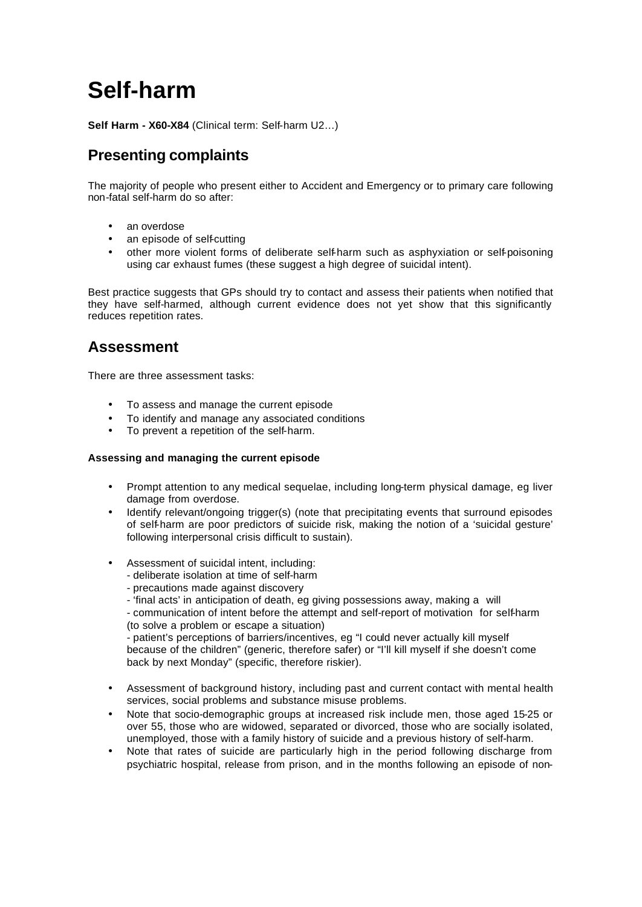# Self-harm

**Self Harm - X60-X84** (Clinical term: Self-harm U2…)

## Presenting complaints

The majority of people who present either to Accident and Emergency or to primary care following non-fatal self-harm do so after:

- an overdose
- an episode of self-cutting
- other more violent forms of deliberate self-harm such as asphyxiation or self-poisoning using car exhaust fumes (these suggest a high degree of suicidal intent).

Best practice suggests that GPs should try to contact and assess their patients when notified that they have self-harmed, although current evidence does not yet show that this significantly reduces repetition rates.

## Assessment

There are three assessment tasks:

- To assess and manage the current episode
- To identify and manage any associated conditions
- To prevent a repetition of the self-harm.

**Assessing and managing the current episode**

- Prompt attention to any medical sequelae, including long-term physical damage, eg liver damage from overdose.
- Identify relevant/ongoing trigger(s) (note that precipitating events that surround episodes of self-harm are poor predictors of suicide risk, making the notion of a 'suicidal gesture' following interpersonal crisis difficult to sustain).
- Assessment of suicidal intent, including:
  - deliberate isolation at time of self-harm
  - precautions made against discovery
  - 'final acts' in anticipation of death, eg giving possessions away, making a will
  - communication of intent before the attempt and self-report of motivation for self-harm (to solve a problem or escape a situation)
  - patient's perceptions of barriers/incentives, eg "I could never actually kill myself because of the children" (generic, therefore safer) or "I'll kill myself if she doesn't come back by next Monday" (specific, therefore riskier).
- Assessment of background history, including past and current contact with mental health services, social problems and substance misuse problems.
- Note that socio-demographic groups at increased risk include men, those aged 15-25 or over 55, those who are widowed, separated or divorced, those who are socially isolated, unemployed, those with a family history of suicide and a previous history of self-harm.
- Note that rates of suicide are particularly high in the period following discharge from psychiatric hospital, release from prison, and in the months following an episode of non-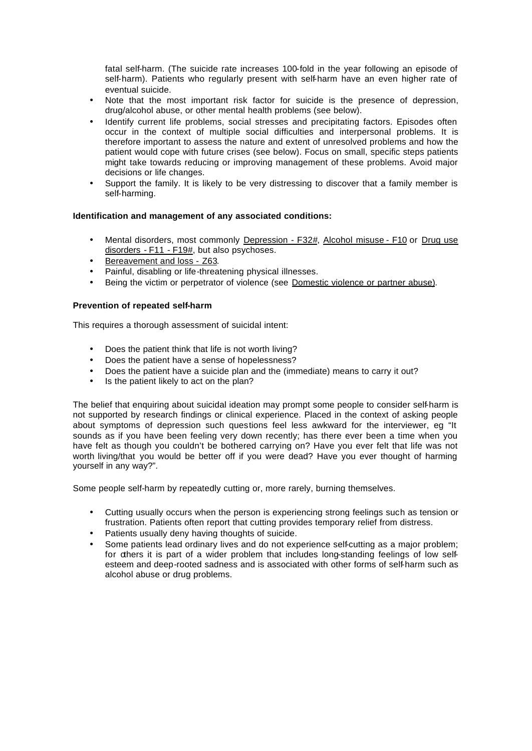fatal self-harm. (The suicide rate increases 100-fold in the year following an episode of self-harm). Patients who regularly present with self-harm have an even higher rate of eventual suicide.

- Note that the most important risk factor for suicide is the presence of depression, drug/alcohol abuse, or other mental health problems (see below).
- Identify current life problems, social stresses and precipitating factors. Episodes often occur in the context of multiple social difficulties and interpersonal problems. It is therefore important to assess the nature and extent of unresolved problems and how the patient would cope with future crises (see below). Focus on small, specific steps patients might take towards reducing or improving management of these problems. Avoid major decisions or life changes.
- Support the family. It is likely to be very distressing to discover that a family member is self-harming.

**Identification and management of any associated conditions:**

- Mental disorders, most commonly Depression - F32#, Alcohol misuse - F10 or Drug use disorders - F11 - F19#, but also psychoses.
- Bereavement and loss - Z63.
- Painful, disabling or life-threatening physical illnesses.
- Being the victim or perpetrator of violence (see Domestic violence or partner abuse).

**Prevention of repeated self-harm**

This requires a thorough assessment of suicidal intent:

- Does the patient think that life is not worth living?
- Does the patient have a sense of hopelessness?
- Does the patient have a suicide plan and the (immediate) means to carry it out?
- Is the patient likely to act on the plan?

The belief that enquiring about suicidal ideation may prompt some people to consider self-harm is not supported by research findings or clinical experience. Placed in the context of asking people about symptoms of depression such questions feel less awkward for the interviewer, eg "It sounds as if you have been feeling very down recently; has there ever been a time when you have felt as though you couldn't be bothered carrying on? Have you ever felt that life was not worth living/that you would be better off if you were dead? Have you ever thought of harming yourself in any way?".

Some people self-harm by repeatedly cutting or, more rarely, burning themselves.

- Cutting usually occurs when the person is experiencing strong feelings such as tension or frustration. Patients often report that cutting provides temporary relief from distress.
- Patients usually deny having thoughts of suicide.
- Some patients lead ordinary lives and do not experience self-cutting as a major problem; for others it is part of a wider problem that includes long-standing feelings of low self-esteem and deep-rooted sadness and is associated with other forms of self-harm such as alcohol abuse or drug problems.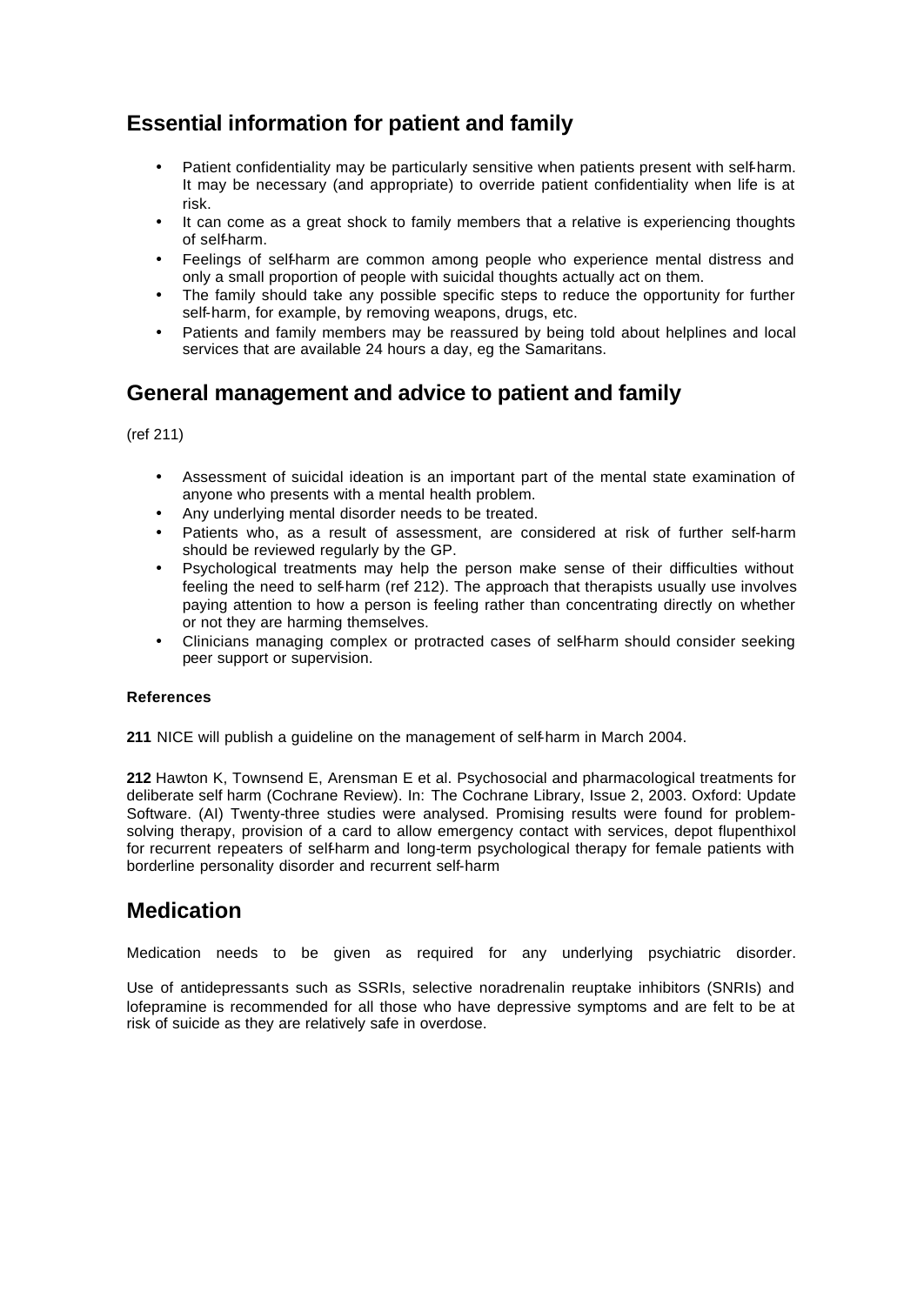## Essential information for patient and family

- Patient confidentiality may be particularly sensitive when patients present with self-harm. It may be necessary (and appropriate) to override patient confidentiality when life is at risk.
- It can come as a great shock to family members that a relative is experiencing thoughts of self-harm.
- Feelings of self-harm are common among people who experience mental distress and only a small proportion of people with suicidal thoughts actually act on them.
- The family should take any possible specific steps to reduce the opportunity for further self-harm, for example, by removing weapons, drugs, etc.
- Patients and family members may be reassured by being told about helplines and local services that are available 24 hours a day, eg the Samaritans.

## General management and advice to patient and family

(ref 211)

- Assessment of suicidal ideation is an important part of the mental state examination of anyone who presents with a mental health problem.
- Any underlying mental disorder needs to be treated.
- Patients who, as a result of assessment, are considered at risk of further self-harm should be reviewed regularly by the GP.
- Psychological treatments may help the person make sense of their difficulties without feeling the need to self-harm (ref 212). The approach that therapists usually use involves paying attention to how a person is feeling rather than concentrating directly on whether or not they are harming themselves.
- Clinicians managing complex or protracted cases of self-harm should consider seeking peer support or supervision.

#### References

**211** NICE will publish a guideline on the management of self-harm in March 2004.

**212** Hawton K, Townsend E, Arensman E et al. Psychosocial and pharmacological treatments for deliberate self harm (Cochrane Review). In: The Cochrane Library, Issue 2, 2003. Oxford: Update Software. (AI) Twenty-three studies were analysed. Promising results were found for problem-solving therapy, provision of a card to allow emergency contact with services, depot flupenthixol for recurrent repeaters of self-harm and long-term psychological therapy for female patients with borderline personality disorder and recurrent self-harm

## Medication

Medication needs to be given as required for any underlying psychiatric disorder.

Use of antidepressants such as SSRIs, selective noradrenalin reuptake inhibitors (SNRIs) and lofepramine is recommended for all those who have depressive symptoms and are felt to be at risk of suicide as they are relatively safe in overdose.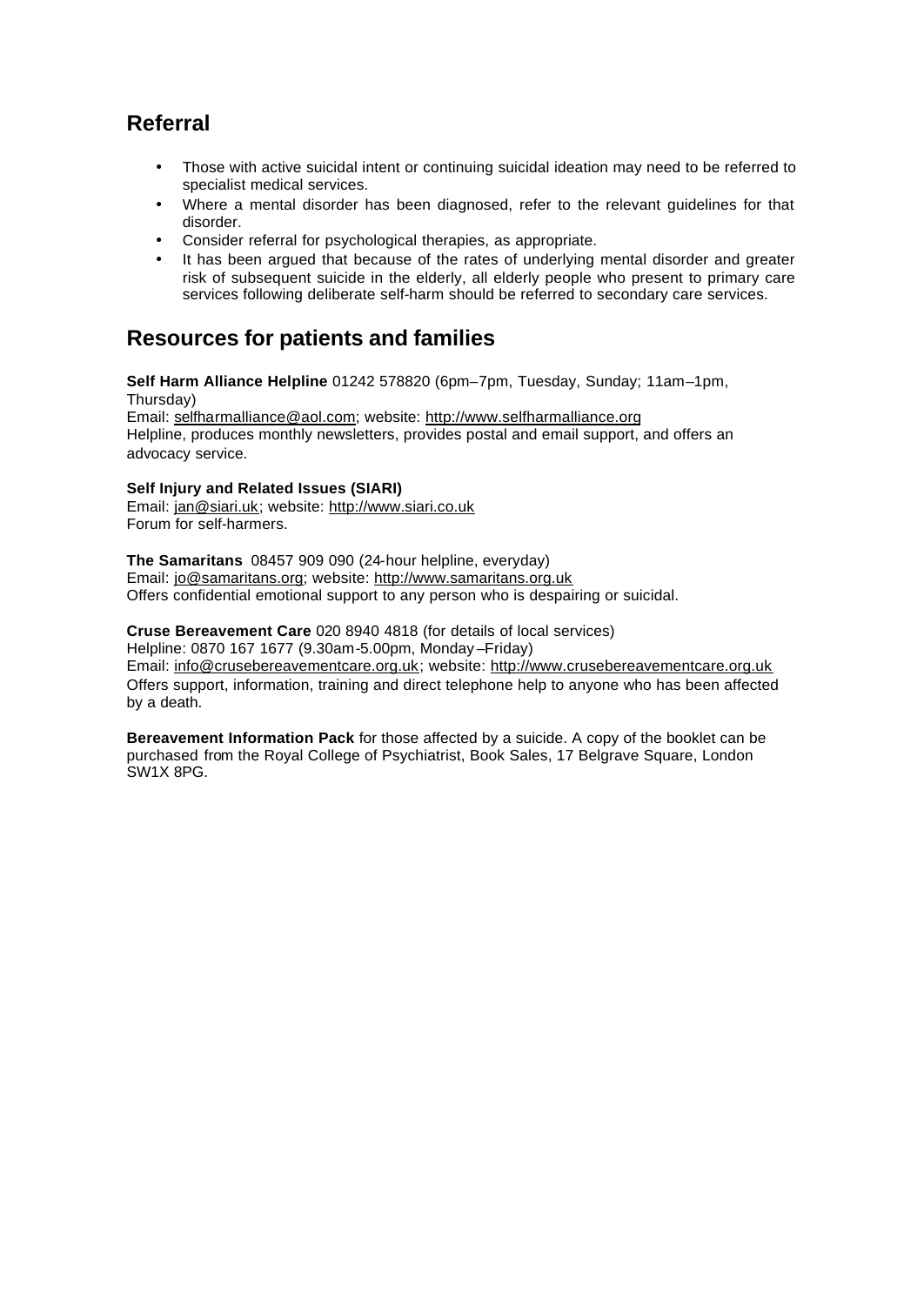## Referral

- Those with active suicidal intent or continuing suicidal ideation may need to be referred to specialist medical services.
- Where a mental disorder has been diagnosed, refer to the relevant guidelines for that disorder.
- Consider referral for psychological therapies, as appropriate.
- It has been argued that because of the rates of underlying mental disorder and greater risk of subsequent suicide in the elderly, all elderly people who present to primary care services following deliberate self-harm should be referred to secondary care services.

## Resources for patients and families

**Self Harm Alliance Helpline** 01242 578820 (6pm–7pm, Tuesday, Sunday; 11am–1pm, Thursday)
Email: selfharmalliance@aol.com; website: http://www.selfharmalliance.org
Helpline, produces monthly newsletters, provides postal and email support, and offers an advocacy service.

**Self Injury and Related Issues (SIARI)**
Email: jan@siari.uk; website: http://www.siari.co.uk
Forum for self-harmers.

**The Samaritans** 08457 909 090 (24-hour helpline, everyday)
Email: jo@samaritans.org; website: http://www.samaritans.org.uk
Offers confidential emotional support to any person who is despairing or suicidal.

**Cruse Bereavement Care** 020 8940 4818 (for details of local services)
Helpline: 0870 167 1677 (9.30am-5.00pm, Monday–Friday)
Email: info@crusebereavementcare.org.uk; website: http://www.crusebereavementcare.org.uk
Offers support, information, training and direct telephone help to anyone who has been affected by a death.

**Bereavement Information Pack** for those affected by a suicide. A copy of the booklet can be purchased from the Royal College of Psychiatrist, Book Sales, 17 Belgrave Square, London SW1X 8PG.